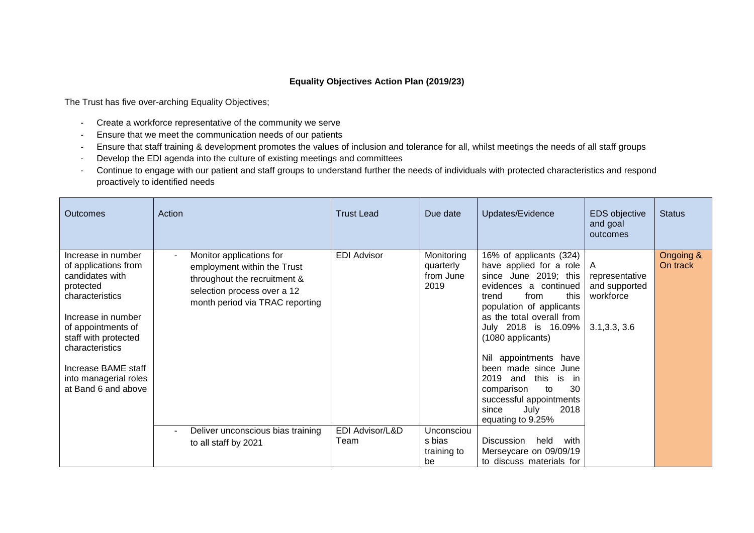**Equality Objectives Action Plan (2019/23)**

The Trust has five over-arching Equality Objectives;

- Create a workforce representative of the community we serve
- Ensure that we meet the communication needs of our patients
- Ensure that staff training & development promotes the values of inclusion and tolerance for all, whilst meetings the needs of all staff groups
- Develop the EDI agenda into the culture of existing meetings and committees
- Continue to engage with our patient and staff groups to understand further the needs of individuals with protected characteristics and respond proactively to identified needs

| Outcomes | Action | Trust Lead | Due date | Updates/Evidence | EDS objective and goal outcomes | Status |
|---|---|---|---|---|---|---|
| Increase in number of applications from candidates with protected characteristics<br><br>Increase in number of appointments of staff with protected characteristics<br><br>Increase BAME staff into managerial roles at Band 6 and above | - Monitor applications for employment within the Trust throughout the recruitment & selection process over a 12 month period via TRAC reporting | EDI Advisor | Monitoring quarterly from June 2019 | 16% of applicants (324) have applied for a role since June 2019; this evidences a continued trend from this population of applicants as the total overall from July 2018 is 16.09% (1080 applicants)<br><br>Nil appointments have been made since June 2019 and this is in comparison to 30 successful appointments since July 2018 equating to 9.25% | A representative and supported workforce<br><br>3.1,3.3, 3.6 | Ongoing & On track |
| | - Deliver unconscious bias training to all staff by 2021 | EDI Advisor/L&D Team | Unconscious bias training to be | Discussion held with Merseycare on 09/09/19 to discuss materials for | | |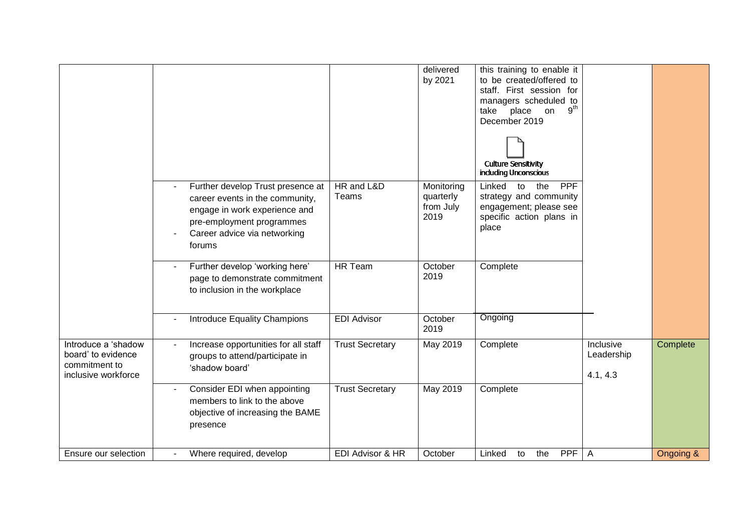| | | | | | | |
|---|---|---|---|---|---|---|
| | | | delivered by 2021 | this training to enable it to be created/offered to staff. First session for managers scheduled to take place on 9th December 2019 Culture Sensitivity including Unconscious | | |
| | - Further develop Trust presence at career events in the community, engage in work experience and pre-employment programmes - Career advice via networking forums | HR and L&D Teams | Monitoring quarterly from July 2019 | Linked to the PPF strategy and community engagement; please see specific action plans in place | | |
| | - Further develop 'working here' page to demonstrate commitment to inclusion in the workplace | HR Team | October 2019 | Complete | | |
| | - Introduce Equality Champions | EDI Advisor | October 2019 | Ongoing | | |
| Introduce a 'shadow board' to evidence commitment to inclusive workforce | - Increase opportunities for all staff groups to attend/participate in 'shadow board' | Trust Secretary | May 2019 | Complete | Inclusive Leadership 4.1, 4.3 | Complete |
| | - Consider EDI when appointing members to link to the above objective of increasing the BAME presence | Trust Secretary | May 2019 | Complete | | |
| Ensure our selection | - Where required, develop | EDI Advisor & HR | October | Linked to the PPF | A | Ongoing & |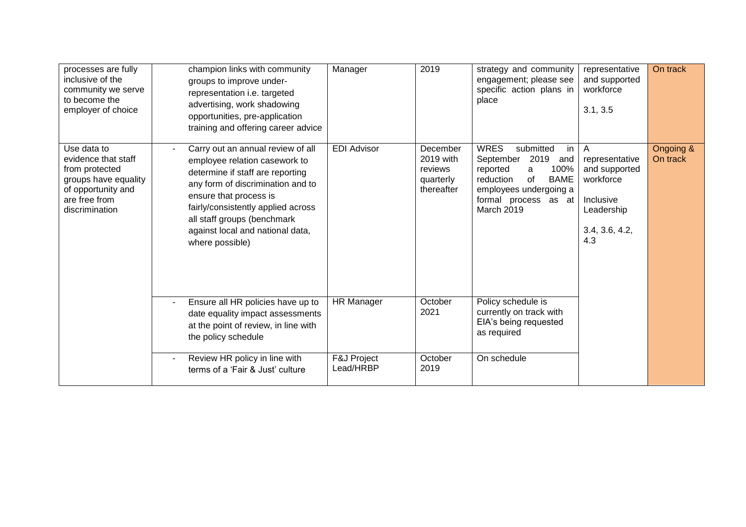| | | | | | | |
|---|---|---|---|---|---|---|
| processes are fully inclusive of the community we serve to become the employer of choice | champion links with community groups to improve under-representation i.e. targeted advertising, work shadowing opportunities, pre-application training and offering career advice | Manager | 2019 | strategy and community engagement; please see specific action plans in place | representative and supported workforce<br><br>3.1, 3.5 | On track |
| Use data to evidence that staff from protected groups have equality of opportunity and are free from discrimination | - Carry out an annual review of all employee relation casework to determine if staff are reporting any form of discrimination and to ensure that process is fairly/consistently applied across all staff groups (benchmark against local and national data, where possible) | EDI Advisor | December 2019 with reviews quarterly thereafter | WRES submitted in September 2019 and reported a 100% reduction of BAME employees undergoing a formal process as at March 2019 | A representative and supported workforce<br><br>Inclusive Leadership<br><br>3.4, 3.6, 4.2, 4.3 | Ongoing & On track |
| | - Ensure all HR policies have up to date equality impact assessments at the point of review, in line with the policy schedule | HR Manager | October 2021 | Policy schedule is currently on track with EIA's being requested as required | | |
| | - Review HR policy in line with terms of a 'Fair & Just' culture | F&J Project Lead/HRBP | October 2019 | On schedule | | |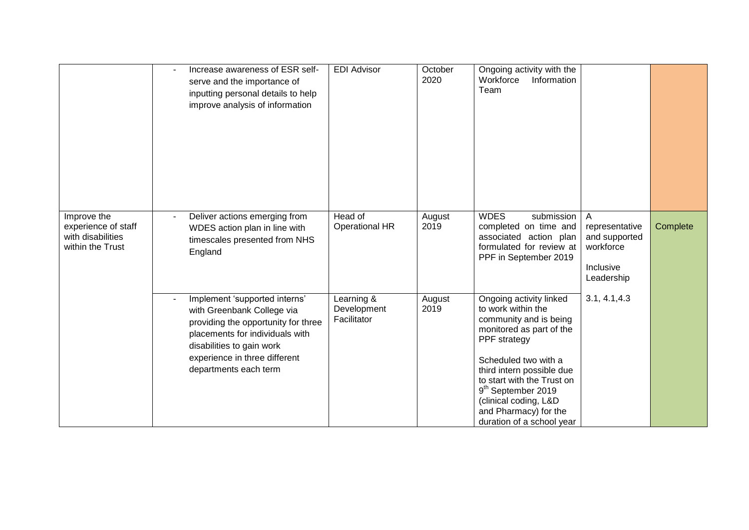| | | | | | | |
|---|---|---|---|---|---|---|
| | - Increase awareness of ESR self-serve and the importance of inputting personal details to help improve analysis of information | EDI Advisor | October 2020 | Ongoing activity with the Workforce Information Team | | |
| Improve the experience of staff with disabilities within the Trust | - Deliver actions emerging from WDES action plan in line with timescales presented from NHS England | Head of Operational HR | August 2019 | WDES submission completed on time and associated action plan formulated for review at PPF in September 2019 | A representative and supported workforce<br><br>Inclusive Leadership | Complete |
| | - Implement 'supported interns' with Greenbank College via providing the opportunity for three placements for individuals with disabilities to gain work experience in three different departments each term | Learning & Development Facilitator | August 2019 | Ongoing activity linked to work within the community and is being monitored as part of the PPF strategy<br><br>Scheduled two with a third intern possible due to start with the Trust on 9th September 2019 (clinical coding, L&D and Pharmacy) for the duration of a school year | 3.1, 4.1,4.3 | |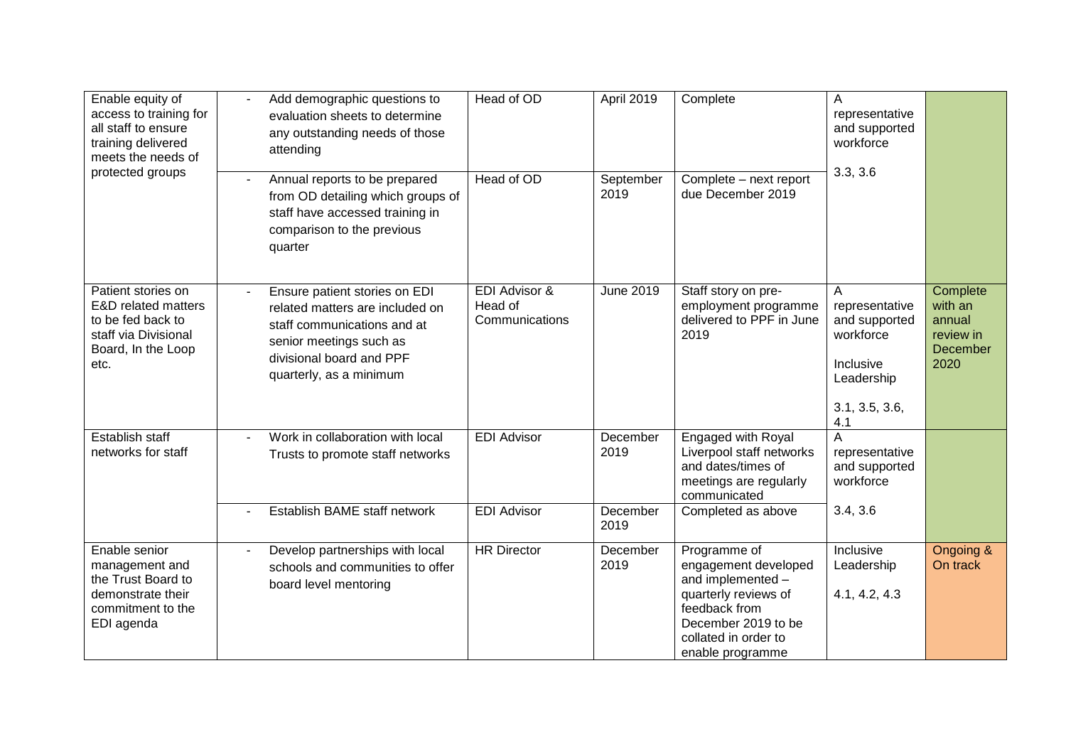| | | | | | | |
|---|---|---|---|---|---|---|
| Enable equity of access to training for all staff to ensure training delivered meets the needs of protected groups | - Add demographic questions to evaluation sheets to determine any outstanding needs of those attending | Head of OD | April 2019 | Complete | A representative and supported workforce<br><br>3.3, 3.6 | |
| | - Annual reports to be prepared from OD detailing which groups of staff have accessed training in comparison to the previous quarter | Head of OD | September 2019 | Complete – next report due December 2019 | | |
| Patient stories on E&D related matters to be fed back to staff via Divisional Board, In the Loop etc. | - Ensure patient stories on EDI related matters are included on staff communications and at senior meetings such as divisional board and PPF quarterly, as a minimum | EDI Advisor & Head of Communications | June 2019 | Staff story on pre-employment programme delivered to PPF in June 2019 | A representative and supported workforce<br><br>Inclusive Leadership<br><br>3.1, 3.5, 3.6, 4.1 | Complete with an annual review in December 2020 |
| Establish staff networks for staff | - Work in collaboration with local Trusts to promote staff networks | EDI Advisor | December 2019 | Engaged with Royal Liverpool staff networks and dates/times of meetings are regularly communicated | A representative and supported workforce<br><br>3.4, 3.6 | |
| | - Establish BAME staff network | EDI Advisor | December 2019 | Completed as above | | |
| Enable senior management and the Trust Board to demonstrate their commitment to the EDI agenda | - Develop partnerships with local schools and communities to offer board level mentoring | HR Director | December 2019 | Programme of engagement developed and implemented – quarterly reviews of feedback from December 2019 to be collated in order to enable programme | Inclusive Leadership<br><br>4.1, 4.2, 4.3 | Ongoing & On track |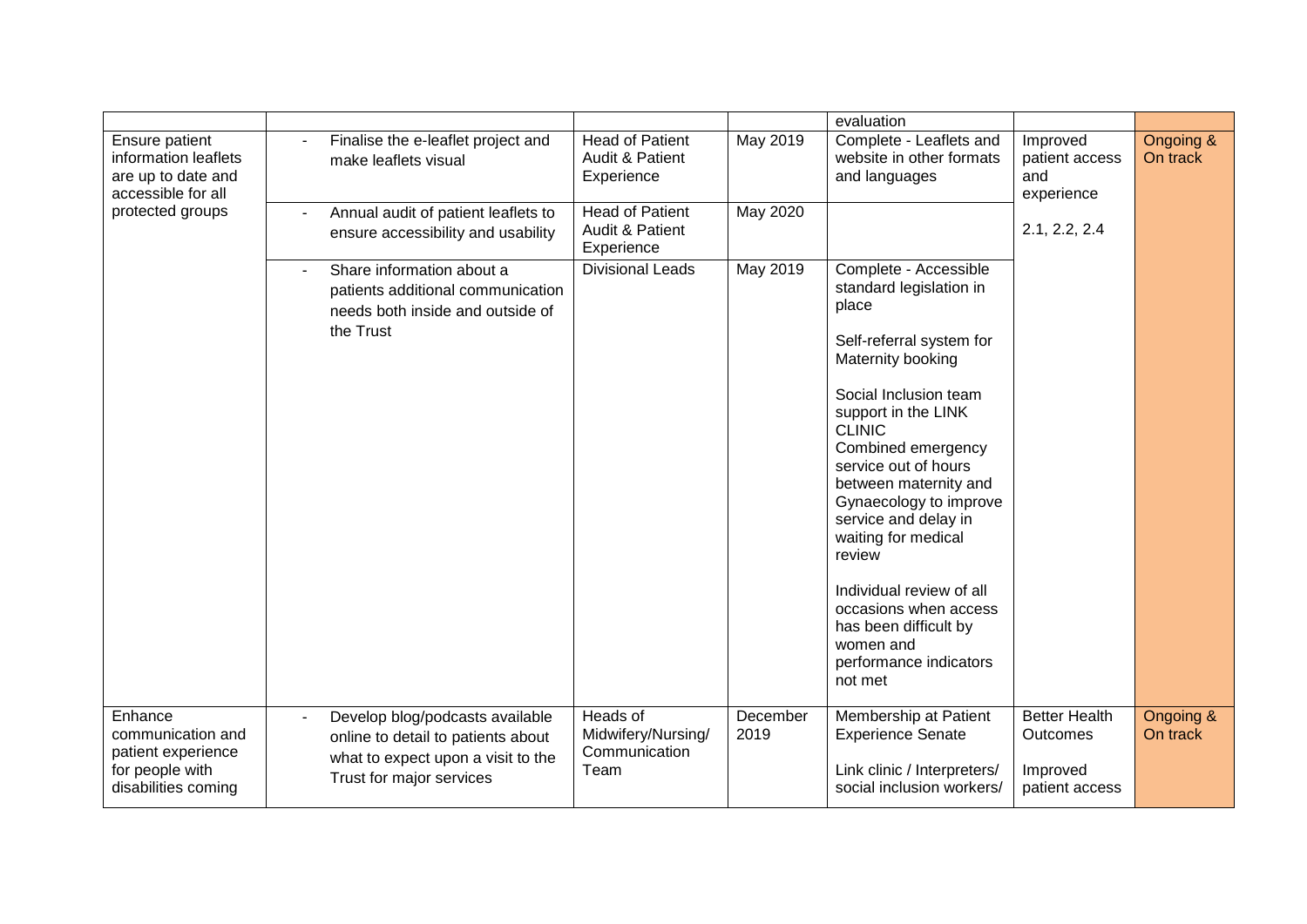| | | | | | | |
|---|---|---|---|---|---|---|
| | | | | evaluation | | |
| Ensure patient information leaflets are up to date and accessible for all protected groups | - Finalise the e-leaflet project and make leaflets visual | Head of Patient Audit & Patient Experience | May 2019 | Complete - Leaflets and website in other formats and languages | Improved patient access and experience | Ongoing & On track |
| | - Annual audit of patient leaflets to ensure accessibility and usability | Head of Patient Audit & Patient Experience | May 2020 | | 2.1, 2.2, 2.4 | |
| | - Share information about a patients additional communication needs both inside and outside of the Trust | Divisional Leads | May 2019 | Complete - Accessible standard legislation in place<br><br>Self-referral system for Maternity booking<br><br>Social Inclusion team support in the LINK CLINIC<br>Combined emergency service out of hours between maternity and Gynaecology to improve service and delay in waiting for medical review<br><br>Individual review of all occasions when access has been difficult by women and performance indicators not met | | |
| Enhance communication and patient experience for people with disabilities coming | - Develop blog/podcasts available online to detail to patients about what to expect upon a visit to the Trust for major services | Heads of Midwifery/Nursing/ Communication Team | December 2019 | Membership at Patient Experience Senate<br><br>Link clinic / Interpreters/ social inclusion workers/ | Better Health Outcomes<br><br>Improved patient access | Ongoing & On track |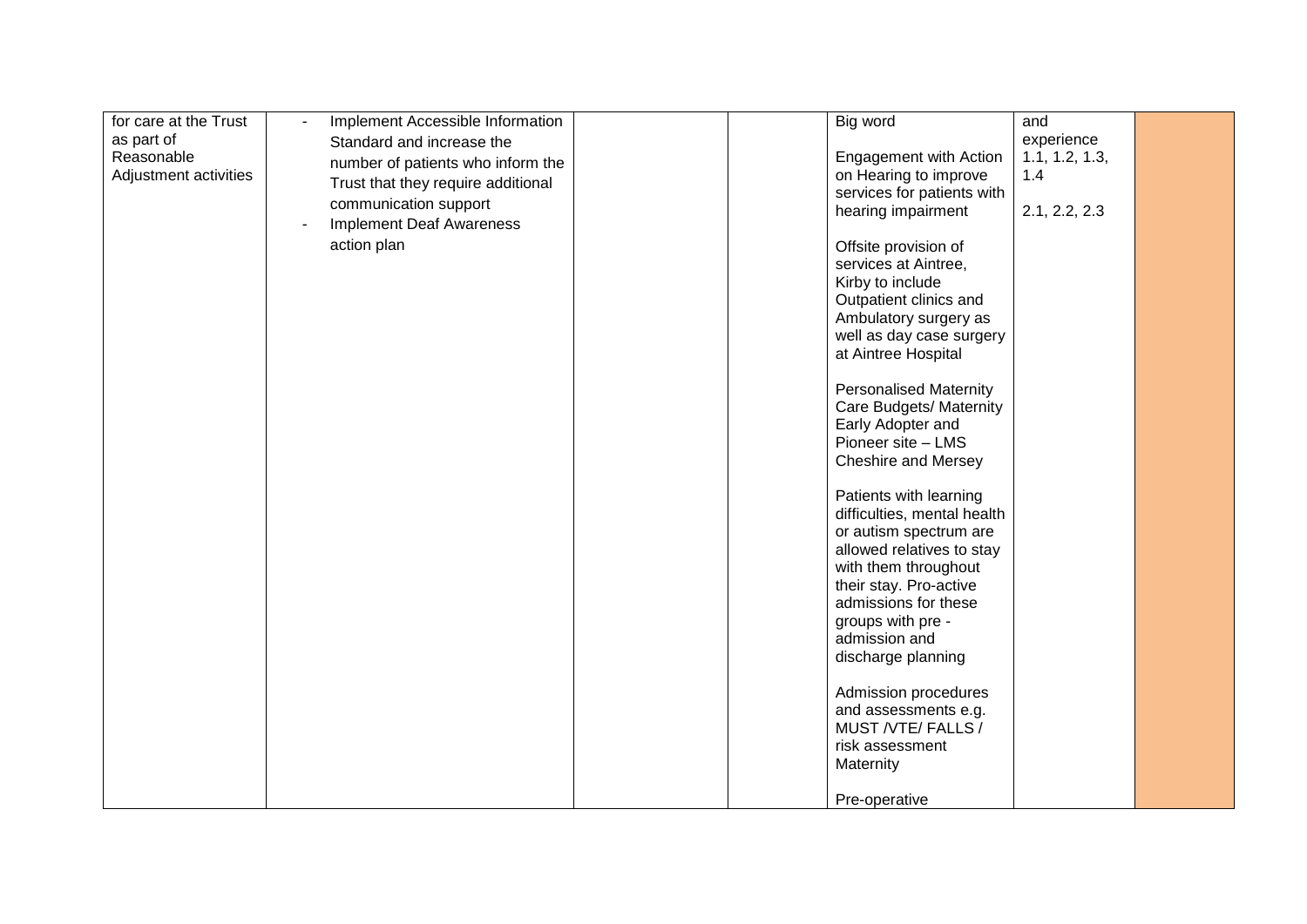| | | | | | | |
|---|---|---|---|---|---|---|
| for care at the Trust as part of Reasonable Adjustment activities | - Implement Accessible Information Standard and increase the number of patients who inform the Trust that they require additional communication support<br>- Implement Deaf Awareness action plan | | | Big word<br><br>Engagement with Action on Hearing to improve services for patients with hearing impairment<br><br>Offsite provision of services at Aintree, Kirby to include Outpatient clinics and Ambulatory surgery as well as day case surgery at Aintree Hospital<br><br>Personalised Maternity Care Budgets/ Maternity Early Adopter and Pioneer site – LMS Cheshire and Mersey<br><br>Patients with learning difficulties, mental health or autism spectrum are allowed relatives to stay with them throughout their stay. Pro-active admissions for these groups with pre - admission and discharge planning<br><br>Admission procedures and assessments e.g. MUST /VTE/ FALLS / risk assessment Maternity<br><br>Pre-operative | and experience 1.1, 1.2, 1.3, 1.4<br><br>2.1, 2.2, 2.3 | |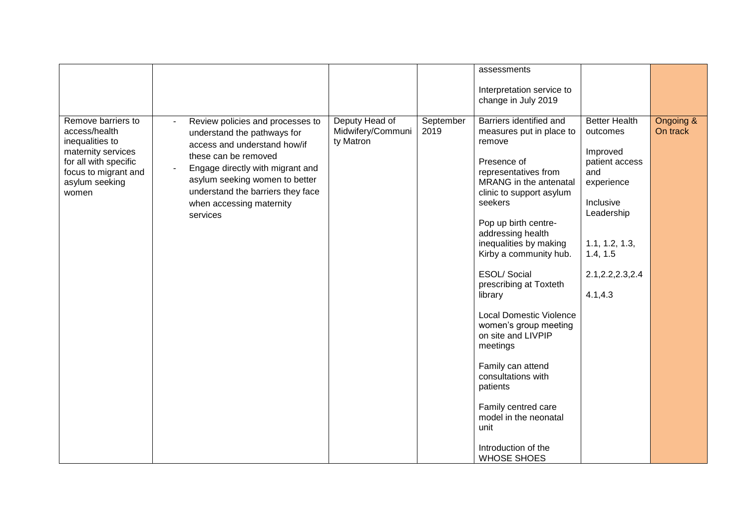| | | | | | | |
|---|---|---|---|---|---|---|
| | | | | assessments<br><br>Interpretation service to change in July 2019 | | |
| Remove barriers to access/health inequalities to maternity services for all with specific focus to migrant and asylum seeking women | - Review policies and processes to understand the pathways for access and understand how/if these can be removed<br>- Engage directly with migrant and asylum seeking women to better understand the barriers they face when accessing maternity services | Deputy Head of Midwifery/Community Matron | September 2019 | Barriers identified and measures put in place to remove<br><br>Presence of representatives from MRANG in the antenatal clinic to support asylum seekers<br><br>Pop up birth centre- addressing health inequalities by making Kirby a community hub.<br><br>ESOL/ Social prescribing at Toxteth library<br><br>Local Domestic Violence women's group meeting on site and LIVPIP meetings<br><br>Family can attend consultations with patients<br><br>Family centred care model in the neonatal unit<br><br>Introduction of the WHOSE SHOES | Better Health outcomes<br><br>Improved patient access and experience<br><br>Inclusive Leadership<br><br>1.1, 1.2, 1.3, 1.4, 1.5<br><br>2.1,2.2,2.3,2.4<br><br>4.1,4.3 | Ongoing & On track |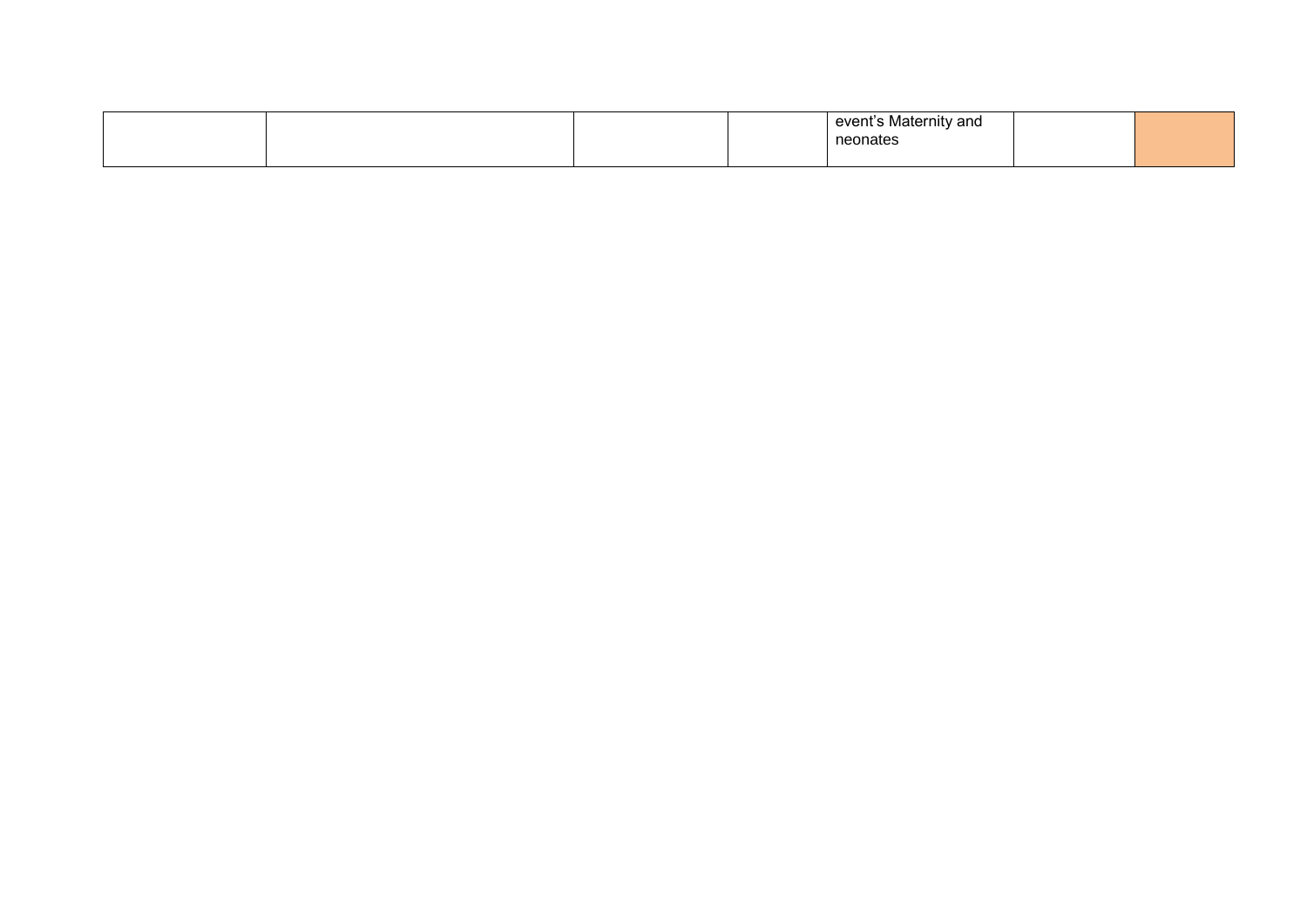| | | | | | | |
|---|---|---|---|---|---|---|
| | | | | event's Maternity and neonates | | |